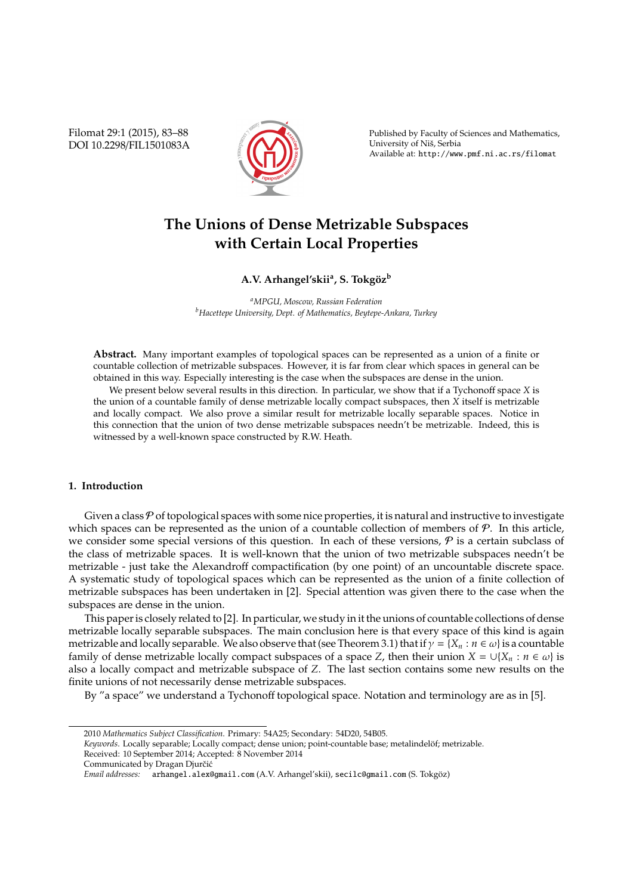# The Unions of Dense Metrizable Subspaces with Certain Local Properties

**A.V. Arhangel'skii[a], S. Tokgöz[b]**

[a]*MPGU, Moscow, Russian Federation*
[b]*Hacettepe University, Dept. of Mathematics, Beytepe-Ankara, Turkey*

**Abstract.** Many important examples of topological spaces can be represented as a union of a finite or countable collection of metrizable subspaces. However, it is far from clear which spaces in general can be obtained in this way. Especially interesting is the case when the subspaces are dense in the union.

We present below several results in this direction. In particular, we show that if a Tychonoff space $X$ is the union of a countable family of dense metrizable locally compact subspaces, then $X$ itself is metrizable and locally compact. We also prove a similar result for metrizable locally separable spaces. Notice in this connection that the union of two dense metrizable subspaces needn't be metrizable. Indeed, this is witnessed by a well-known space constructed by R.W. Heath.

## 1. Introduction

Given a class $\mathcal{P}$ of topological spaces with some nice properties, it is natural and instructive to investigate which spaces can be represented as the union of a countable collection of members of $\mathcal{P}$. In this article, we consider some special versions of this question. In each of these versions, $\mathcal{P}$ is a certain subclass of the class of metrizable spaces. It is well-known that the union of two metrizable subspaces needn't be metrizable - just take the Alexandroff compactification (by one point) of an uncountable discrete space. A systematic study of topological spaces which can be represented as the union of a finite collection of metrizable subspaces has been undertaken in [2]. Special attention was given there to the case when the subspaces are dense in the union.

This paper is closely related to [2]. In particular, we study in it the unions of countable collections of dense metrizable locally separable subspaces. The main conclusion here is that every space of this kind is again metrizable and locally separable. We also observe that (see Theorem 3.1) that if $\gamma = \{X_n : n \in \omega\}$ is a countable family of dense metrizable locally compact subspaces of a space $Z$, then their union $X = \cup\{X_n : n \in \omega\}$ is also a locally compact and metrizable subspace of $Z$. The last section contains some new results on the finite unions of not necessarily dense metrizable subspaces.

By "a space" we understand a Tychonoff topological space. Notation and terminology are as in [5].

---

2010 *Mathematics Subject Classification*. Primary: 54A25; Secondary: 54D20, 54B05.
*Keywords*. Locally separable; Locally compact; dense union; point-countable base; metalindelöf; metrizable.
Received: 10 September 2014; Accepted: 8 November 2014
Communicated by Dragan Djurčić
*Email addresses:* arhangel.alex@gmail.com (A.V. Arhangel'skii), secilc@gmail.com (S. Tokgöz)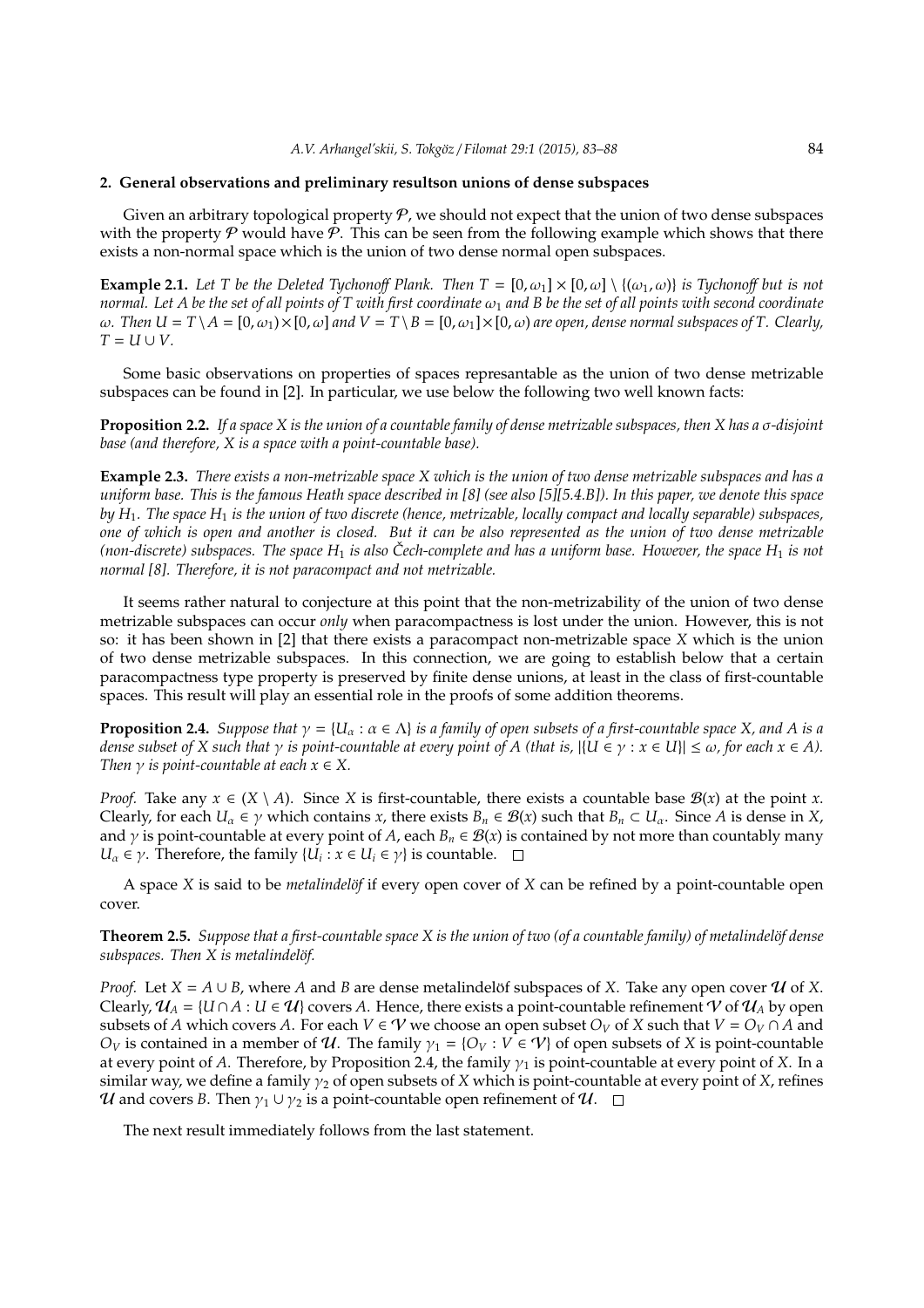## 2. General observations and preliminary resultson unions of dense subspaces

Given an arbitrary topological property $\mathcal{P}$, we should not expect that the union of two dense subspaces with the property $\mathcal{P}$ would have $\mathcal{P}$. This can be seen from the following example which shows that there exists a non-normal space which is the union of two dense normal open subspaces.

**Example 2.1.** *Let $T$ be the Deleted Tychonoff Plank. Then $T = [0, \omega_1] \times [0, \omega] \setminus \{(\omega_1, \omega)\}$ is Tychonoff but is not normal. Let $A$ be the set of all points of $T$ with first coordinate $\omega_1$ and $B$ be the set of all points with second coordinate $\omega$. Then $U = T \setminus A = [0, \omega_1) \times [0, \omega]$ and $V = T \setminus B = [0, \omega_1] \times [0, \omega)$ are open, dense normal subspaces of $T$. Clearly, $T = U \cup V$.*

Some basic observations on properties of spaces represantable as the union of two dense metrizable subspaces can be found in [2]. In particular, we use below the following two well known facts:

**Proposition 2.2.** *If a space $X$ is the union of a countable family of dense metrizable subspaces, then $X$ has a $\sigma$-disjoint base (and therefore, $X$ is a space with a point-countable base).*

**Example 2.3.** *There exists a non-metrizable space $X$ which is the union of two dense metrizable subspaces and has a uniform base. This is the famous Heath space described in [8] (see also [5][5.4.B]). In this paper, we denote this space by $H_1$. The space $H_1$ is the union of two discrete (hence, metrizable, locally compact and locally separable) subspaces, one of which is open and another is closed. But it can be also represented as the union of two dense metrizable (non-discrete) subspaces. The space $H_1$ is also Čech-complete and has a uniform base. However, the space $H_1$ is not normal [8]. Therefore, it is not paracompact and not metrizable.*

It seems rather natural to conjecture at this point that the non-metrizability of the union of two dense metrizable subspaces can occur *only* when paracompactness is lost under the union. However, this is not so: it has been shown in [2] that there exists a paracompact non-metrizable space $X$ which is the union of two dense metrizable subspaces. In this connection, we are going to establish below that a certain paracompactness type property is preserved by finite dense unions, at least in the class of first-countable spaces. This result will play an essential role in the proofs of some addition theorems.

**Proposition 2.4.** *Suppose that $\gamma = \{U_\alpha : \alpha \in \Lambda\}$ is a family of open subsets of a first-countable space $X$, and $A$ is a dense subset of $X$ such that $\gamma$ is point-countable at every point of $A$ (that is, $|\{U \in \gamma : x \in U\}| \leq \omega$, for each $x \in A$). Then $\gamma$ is point-countable at each $x \in X$.*

*Proof.* Take any $x \in (X \setminus A)$. Since $X$ is first-countable, there exists a countable base $\mathcal{B}(x)$ at the point $x$. Clearly, for each $U_\alpha \in \gamma$ which contains $x$, there exists $B_n \in \mathcal{B}(x)$ such that $B_n \subset U_\alpha$. Since $A$ is dense in $X$, and $\gamma$ is point-countable at every point of $A$, each $B_n \in \mathcal{B}(x)$ is contained by not more than countably many $U_\alpha \in \gamma$. Therefore, the family $\{U_i : x \in U_i \in \gamma\}$ is countable. $\square$

A space $X$ is said to be *metalindelöf* if every open cover of $X$ can be refined by a point-countable open cover.

**Theorem 2.5.** *Suppose that a first-countable space $X$ is the union of two (of a countable family) of metalindelöf dense subspaces. Then $X$ is metalindelöf.*

*Proof.* Let $X = A \cup B$, where $A$ and $B$ are dense metalindelöf subspaces of $X$. Take any open cover $\mathcal{U}$ of $X$. Clearly, $\mathcal{U}_A = \{U \cap A : U \in \mathcal{U}\}$ covers $A$. Hence, there exists a point-countable refinement $\mathcal{V}$ of $\mathcal{U}_A$ by open subsets of $A$ which covers $A$. For each $V \in \mathcal{V}$ we choose an open subset $O_V$ of $X$ such that $V = O_V \cap A$ and $O_V$ is contained in a member of $\mathcal{U}$. The family $\gamma_1 = \{O_V : V \in \mathcal{V}\}$ of open subsets of $X$ is point-countable at every point of $A$. Therefore, by Proposition 2.4, the family $\gamma_1$ is point-countable at every point of $X$. In a similar way, we define a family $\gamma_2$ of open subsets of $X$ which is point-countable at every point of $X$, refines $\mathcal{U}$ and covers $B$. Then $\gamma_1 \cup \gamma_2$ is a point-countable open refinement of $\mathcal{U}$. $\square$

The next result immediately follows from the last statement.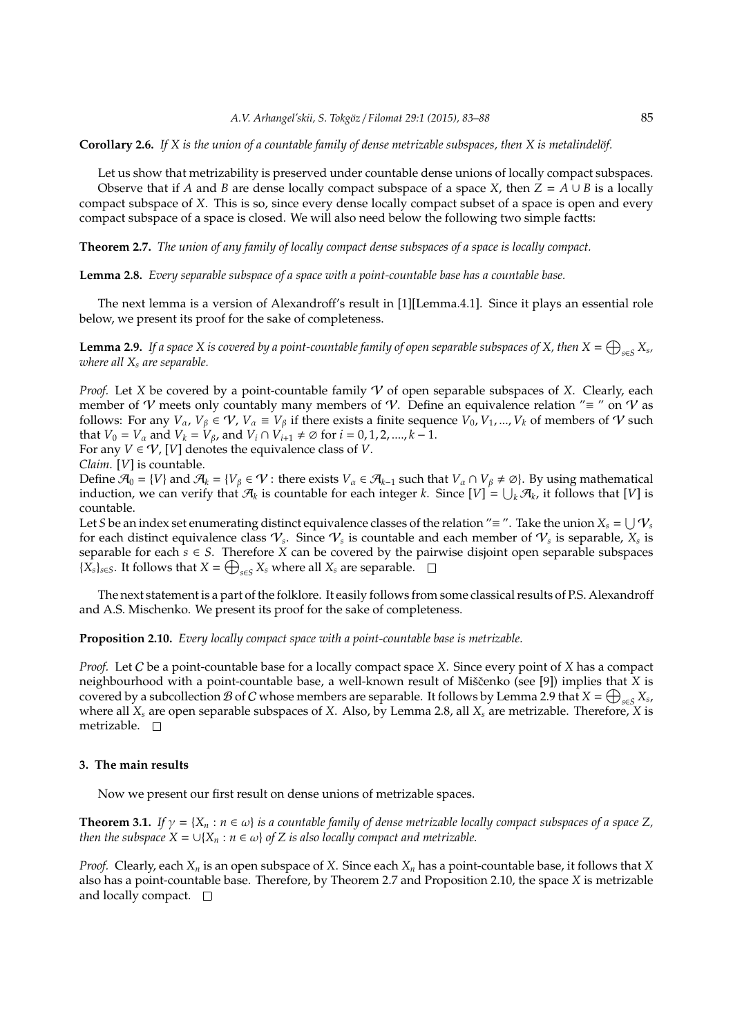**Corollary 2.6.** *If $X$ is the union of a countable family of dense metrizable subspaces, then $X$ is metalindelöf.*

Let us show that metrizability is preserved under countable dense unions of locally compact subspaces.

Observe that if $A$ and $B$ are dense locally compact subspace of a space $X$, then $Z = A \cup B$ is a locally compact subspace of $X$. This is so, since every dense locally compact subset of a space is open and every compact subspace of a space is closed. We will also need below the following two simple factts:

**Theorem 2.7.** *The union of any family of locally compact dense subspaces of a space is locally compact.*

**Lemma 2.8.** *Every separable subspace of a space with a point-countable base has a countable base.*

The next lemma is a version of Alexandroff's result in [1][Lemma.4.1]. Since it plays an essential role below, we present its proof for the sake of completeness.

**Lemma 2.9.** *If a space $X$ is covered by a point-countable family of open separable subspaces of $X$, then $X = \bigoplus_{s \in S} X_s$, where all $X_s$ are separable.*

*Proof.* Let $X$ be covered by a point-countable family $\mathcal{V}$ of open separable subspaces of $X$. Clearly, each member of $\mathcal{V}$ meets only countably many members of $\mathcal{V}$. Define an equivalence relation "$\equiv$ " on $\mathcal{V}$ as follows: For any $V_\alpha$, $V_\beta \in \mathcal{V}$, $V_\alpha \equiv V_\beta$ if there exists a finite sequence $V_0, V_1, ..., V_k$ of members of $\mathcal{V}$ such that $V_0 = V_\alpha$ and $V_k = V_\beta$, and $V_i \cap V_{i+1} \neq \emptyset$ for $i = 0, 1, 2, ...., k-1$.
For any $V \in \mathcal{V}$, $[V]$ denotes the equivalence class of $V$.
*Claim.* $[V]$ is countable.
Define $\mathcal{A}_0 = \{V\}$ and $\mathcal{A}_k = \{V_\beta \in \mathcal{V} :$ there exists $V_\alpha \in \mathcal{A}_{k-1}$ such that $V_\alpha \cap V_\beta \neq \emptyset\}$. By using mathematical induction, we can verify that $\mathcal{A}_k$ is countable for each integer $k$. Since $[V] = \bigcup_k \mathcal{A}_k$, it follows that $[V]$ is countable.
Let $S$ be an index set enumerating distinct equivalence classes of the relation "$\equiv$ ". Take the union $X_s = \bigcup \mathcal{V}_s$ for each distinct equivalence class $\mathcal{V}_s$. Since $\mathcal{V}_s$ is countable and each member of $\mathcal{V}_s$ is separable, $X_s$ is separable for each $s \in S$. Therefore $X$ can be covered by the pairwise disjoint open separable subspaces $\{X_s\}_{s \in S}$. It follows that $X = \bigoplus_{s \in S} X_s$ where all $X_s$ are separable. □

The next statement is a part of the folklore. It easily follows from some classical results of P.S. Alexandroff and A.S. Mischenko. We present its proof for the sake of completeness.

**Proposition 2.10.** *Every locally compact space with a point-countable base is metrizable.*

*Proof.* Let $\mathcal{C}$ be a point-countable base for a locally compact space $X$. Since every point of $X$ has a compact neighbourhood with a point-countable base, a well-known result of Miščenko (see [9]) implies that $X$ is covered by a subcollection $\mathcal{B}$ of $\mathcal{C}$ whose members are separable. It follows by Lemma 2.9 that $X = \bigoplus_{s \in S} X_s$, where all $X_s$ are open separable subspaces of $X$. Also, by Lemma 2.8, all $X_s$ are metrizable. Therefore, $X$ is metrizable. □

## 3. The main results

Now we present our first result on dense unions of metrizable spaces.

**Theorem 3.1.** *If $\gamma = \{X_n : n \in \omega\}$ is a countable family of dense metrizable locally compact subspaces of a space $Z$, then the subspace $X = \cup\{X_n : n \in \omega\}$ of $Z$ is also locally compact and metrizable.*

*Proof.* Clearly, each $X_n$ is an open subspace of $X$. Since each $X_n$ has a point-countable base, it follows that $X$ also has a point-countable base. Therefore, by Theorem 2.7 and Proposition 2.10, the space $X$ is metrizable and locally compact. □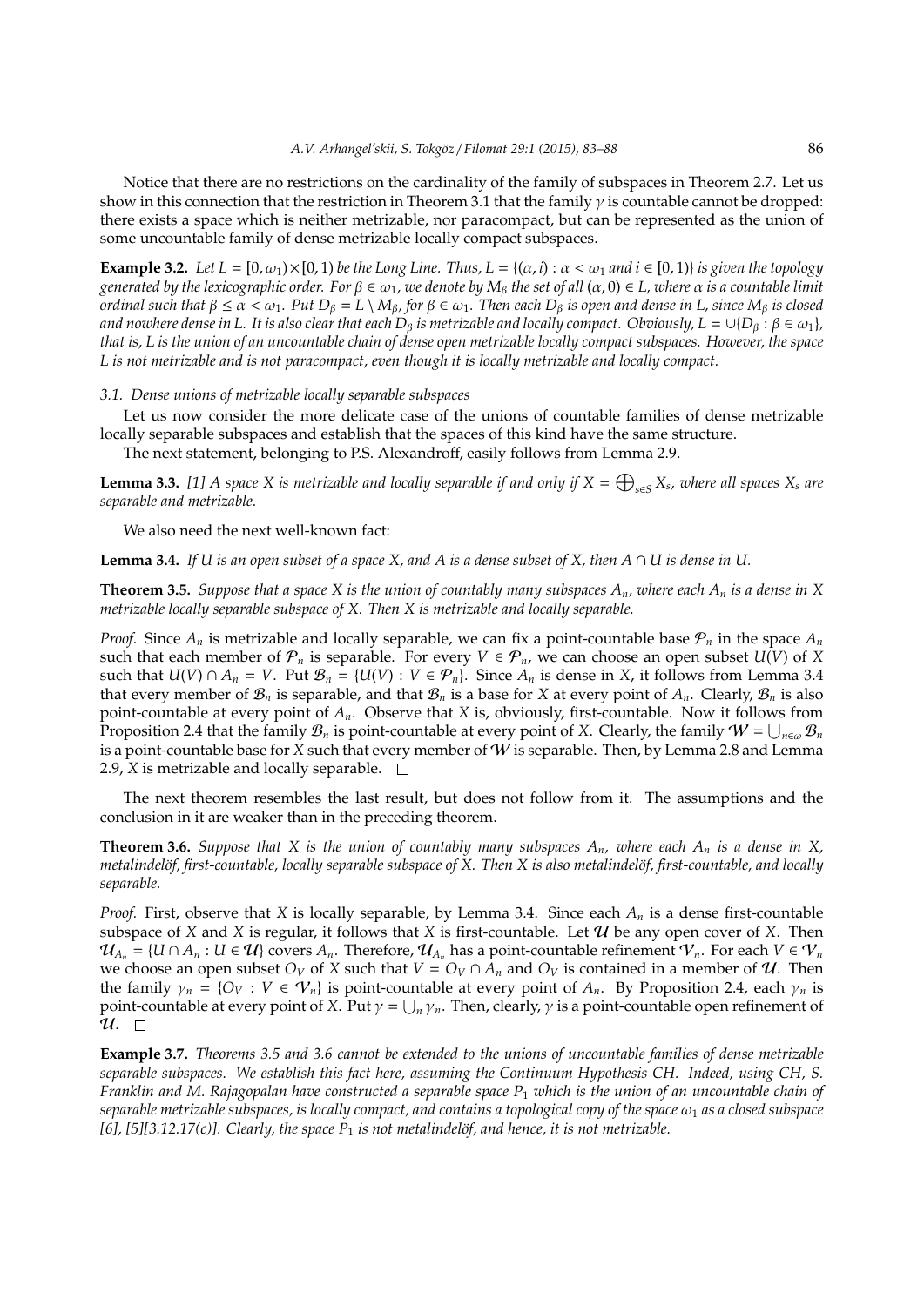Notice that there are no restrictions on the cardinality of the family of subspaces in Theorem 2.7. Let us show in this connection that the restriction in Theorem 3.1 that the family $\gamma$ is countable cannot be dropped: there exists a space which is neither metrizable, nor paracompact, but can be represented as the union of some uncountable family of dense metrizable locally compact subspaces.

**Example 3.2.** *Let $L = [0, \omega_1) \times [0, 1)$ be the Long Line. Thus, $L = \{(\alpha, i) : \alpha < \omega_1$ and $i \in [0, 1)\}$ is given the topology generated by the lexicographic order. For $\beta \in \omega_1$, we denote by $M_\beta$ the set of all $(\alpha, 0) \in L$, where $\alpha$ is a countable limit ordinal such that $\beta \leq \alpha < \omega_1$. Put $D_\beta = L \setminus M_\beta$, for $\beta \in \omega_1$. Then each $D_\beta$ is open and dense in $L$, since $M_\beta$ is closed and nowhere dense in $L$. It is also clear that each $D_\beta$ is metrizable and locally compact. Obviously, $L = \cup\{D_\beta : \beta \in \omega_1\}$, that is, $L$ is the union of an uncountable chain of dense open metrizable locally compact subspaces. However, the space $L$ is not metrizable and is not paracompact, even though it is locally metrizable and locally compact.*

### 3.1. Dense unions of metrizable locally separable subspaces

Let us now consider the more delicate case of the unions of countable families of dense metrizable locally separable subspaces and establish that the spaces of this kind have the same structure.

The next statement, belonging to P.S. Alexandroff, easily follows from Lemma 2.9.

**Lemma 3.3.** *[1] A space $X$ is metrizable and locally separable if and only if $X = \bigoplus_{s \in S} X_s$, where all spaces $X_s$ are separable and metrizable.*

We also need the next well-known fact:

**Lemma 3.4.** *If $U$ is an open subset of a space $X$, and $A$ is a dense subset of $X$, then $A \cap U$ is dense in $U$.*

**Theorem 3.5.** *Suppose that a space $X$ is the union of countably many subspaces $A_n$, where each $A_n$ is a dense in $X$ metrizable locally separable subspace of $X$. Then $X$ is metrizable and locally separable.*

*Proof.* Since $A_n$ is metrizable and locally separable, we can fix a point-countable base $\mathcal{P}_n$ in the space $A_n$ such that each member of $\mathcal{P}_n$ is separable. For every $V \in \mathcal{P}_n$, we can choose an open subset $U(V)$ of $X$ such that $U(V) \cap A_n = V$. Put $\mathcal{B}_n = \{U(V) : V \in \mathcal{P}_n\}$. Since $A_n$ is dense in $X$, it follows from Lemma 3.4 that every member of $\mathcal{B}_n$ is separable, and that $\mathcal{B}_n$ is a base for $X$ at every point of $A_n$. Clearly, $\mathcal{B}_n$ is also point-countable at every point of $A_n$. Observe that $X$ is, obviously, first-countable. Now it follows from Proposition 2.4 that the family $\mathcal{B}_n$ is point-countable at every point of $X$. Clearly, the family $\mathcal{W} = \bigcup_{n \in \omega} \mathcal{B}_n$ is a point-countable base for $X$ such that every member of $\mathcal{W}$ is separable. Then, by Lemma 2.8 and Lemma 2.9, $X$ is metrizable and locally separable. $\square$

The next theorem resembles the last result, but does not follow from it. The assumptions and the conclusion in it are weaker than in the preceding theorem.

**Theorem 3.6.** *Suppose that $X$ is the union of countably many subspaces $A_n$, where each $A_n$ is a dense in $X$, metalindelöf, first-countable, locally separable subspace of $X$. Then $X$ is also metalindelöf, first-countable, and locally separable.*

*Proof.* First, observe that $X$ is locally separable, by Lemma 3.4. Since each $A_n$ is a dense first-countable subspace of $X$ and $X$ is regular, it follows that $X$ is first-countable. Let $\mathcal{U}$ be any open cover of $X$. Then $\mathcal{U}_{A_n} = \{U \cap A_n : U \in \mathcal{U}\}$ covers $A_n$. Therefore, $\mathcal{U}_{A_n}$ has a point-countable refinement $\mathcal{V}_n$. For each $V \in \mathcal{V}_n$ we choose an open subset $O_V$ of $X$ such that $V = O_V \cap A_n$ and $O_V$ is contained in a member of $\mathcal{U}$. Then the family $\gamma_n = \{O_V : V \in \mathcal{V}_n\}$ is point-countable at every point of $A_n$. By Proposition 2.4, each $\gamma_n$ is point-countable at every point of $X$. Put $\gamma = \bigcup_n \gamma_n$. Then, clearly, $\gamma$ is a point-countable open refinement of $\mathcal{U}$. $\square$

**Example 3.7.** *Theorems 3.5 and 3.6 cannot be extended to the unions of uncountable families of dense metrizable separable subspaces. We establish this fact here, assuming the Continuum Hypothesis CH. Indeed, using CH, S. Franklin and M. Rajagopalan have constructed a separable space $P_1$ which is the union of an uncountable chain of separable metrizable subspaces, is locally compact, and contains a topological copy of the space $\omega_1$ as a closed subspace [6], [5][3.12.17(c)]. Clearly, the space $P_1$ is not metalindelöf, and hence, it is not metrizable.*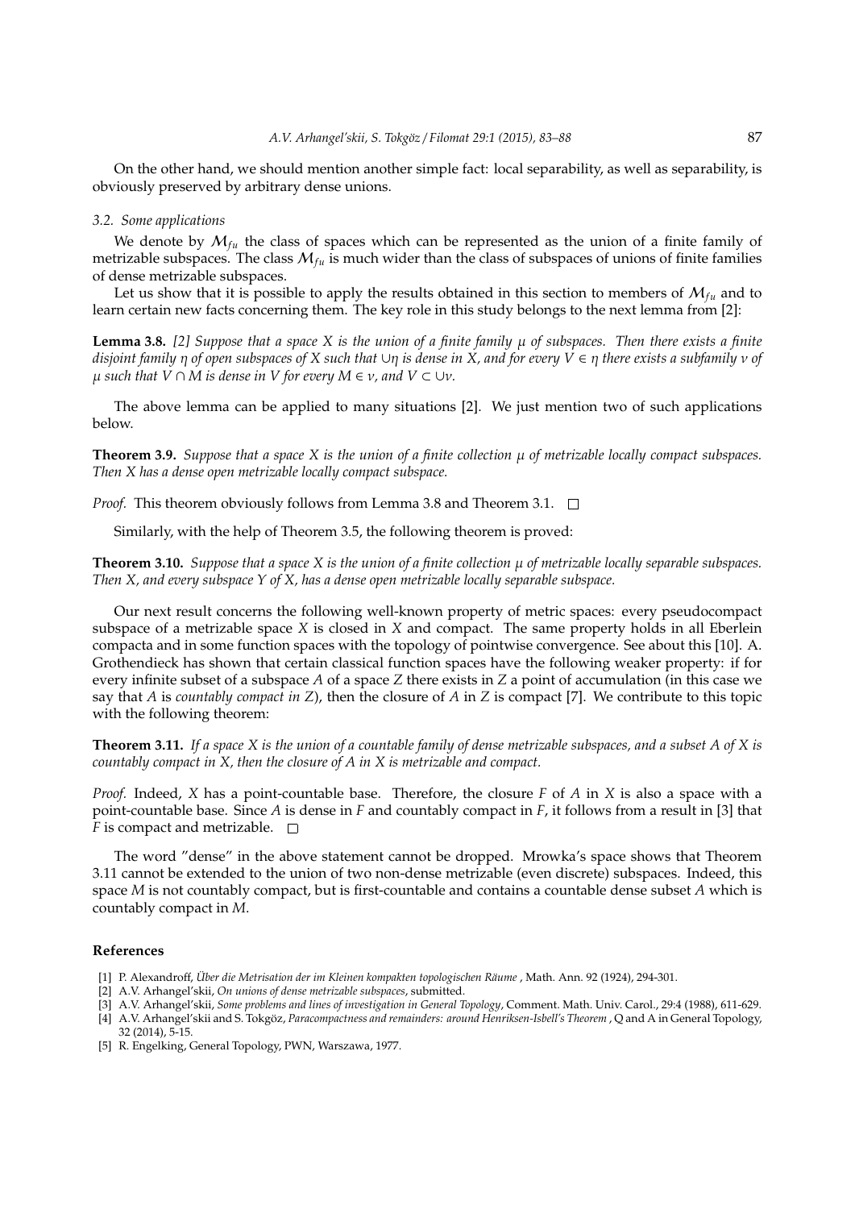On the other hand, we should mention another simple fact: local separability, as well as separability, is obviously preserved by arbitrary dense unions.

### 3.2. Some applications

We denote by $\mathcal{M}_{fu}$ the class of spaces which can be represented as the union of a finite family of metrizable subspaces. The class $\mathcal{M}_{fu}$ is much wider than the class of subspaces of unions of finite families of dense metrizable subspaces.

Let us show that it is possible to apply the results obtained in this section to members of $\mathcal{M}_{fu}$ and to learn certain new facts concerning them. The key role in this study belongs to the next lemma from [2]:

**Lemma 3.8.** *[2] Suppose that a space $X$ is the union of a finite family $\mu$ of subspaces. Then there exists a finite disjoint family $\eta$ of open subspaces of $X$ such that $\cup\eta$ is dense in $X$, and for every $V \in \eta$ there exists a subfamily $\nu$ of $\mu$ such that $V \cap M$ is dense in $V$ for every $M \in \nu$, and $V \subset \cup\nu$.*

The above lemma can be applied to many situations [2]. We just mention two of such applications below.

**Theorem 3.9.** *Suppose that a space $X$ is the union of a finite collection $\mu$ of metrizable locally compact subspaces. Then $X$ has a dense open metrizable locally compact subspace.*

*Proof.* This theorem obviously follows from Lemma 3.8 and Theorem 3.1. $\square$

Similarly, with the help of Theorem 3.5, the following theorem is proved:

**Theorem 3.10.** *Suppose that a space $X$ is the union of a finite collection $\mu$ of metrizable locally separable subspaces. Then $X$, and every subspace $Y$ of $X$, has a dense open metrizable locally separable subspace.*

Our next result concerns the following well-known property of metric spaces: every pseudocompact subspace of a metrizable space $X$ is closed in $X$ and compact. The same property holds in all Eberlein compacta and in some function spaces with the topology of pointwise convergence. See about this [10]. A. Grothendieck has shown that certain classical function spaces have the following weaker property: if for every infinite subset of a subspace $A$ of a space $Z$ there exists in $Z$ a point of accumulation (in this case we say that $A$ is *countably compact in $Z$*), then the closure of $A$ in $Z$ is compact [7]. We contribute to this topic with the following theorem:

**Theorem 3.11.** *If a space $X$ is the union of a countable family of dense metrizable subspaces, and a subset $A$ of $X$ is countably compact in $X$, then the closure of $A$ in $X$ is metrizable and compact.*

*Proof.* Indeed, $X$ has a point-countable base. Therefore, the closure $F$ of $A$ in $X$ is also a space with a point-countable base. Since $A$ is dense in $F$ and countably compact in $F$, it follows from a result in [3] that $F$ is compact and metrizable. $\square$

The word "dense" in the above statement cannot be dropped. Mrowka's space shows that Theorem 3.11 cannot be extended to the union of two non-dense metrizable (even discrete) subspaces. Indeed, this space $M$ is not countably compact, but is first-countable and contains a countable dense subset $A$ which is countably compact in $M$.

## References

[1] P. Alexandroff, *Über die Metrisation der im Kleinen kompakten topologischen Räume* , Math. Ann. 92 (1924), 294-301.

[2] A.V. Arhangel'skii, *On unions of dense metrizable subspaces*, submitted.

[3] A.V. Arhangel'skii, *Some problems and lines of investigation in General Topology*, Comment. Math. Univ. Carol., 29:4 (1988), 611-629.

[4] A.V. Arhangel'skii and S. Tokgöz, *Paracompactness and remainders: around Henriksen-Isbell's Theorem* , Q and A in General Topology, 32 (2014), 5-15.

[5] R. Engelking, General Topology, PWN, Warszawa, 1977.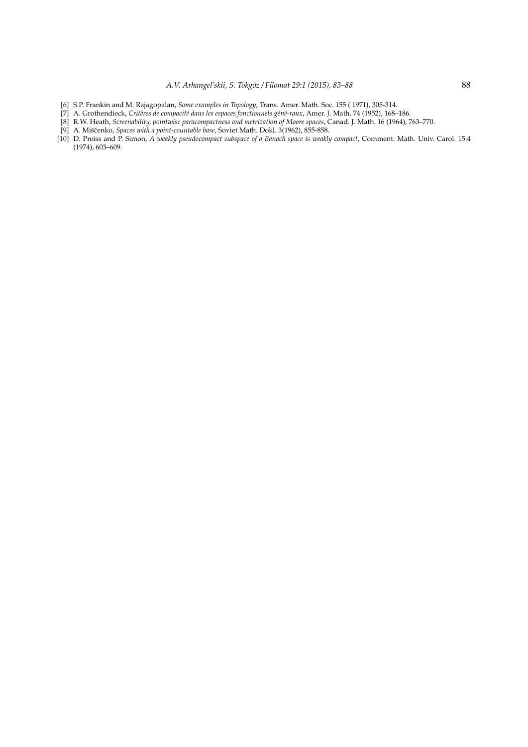[6] S.P. Frankin and M. Rajagopalan, *Some examples in Topology*, Trans. Amer. Math. Soc. 155 ( 1971), 305-314.

[7] A. Grothendieck, *Critères de compacité dans les espaces fonctionnels géné-raux*, Amer. J. Math. 74 (1952), 168–186.

[8] R.W. Heath, *Screenability, pointwise paracompactness and metrization of Moore spaces*, Canad. J. Math. 16 (1964), 763–770.

[9] A. Miščenko, *Spaces with a point-countable base*, Soviet Math. Dokl. 3(1962), 855-858.

[10] D. Preiss and P. Simon, *A weakly pseudocompact subspace of a Banach space is weakly compact*, Comment. Math. Univ. Carol. 15:4 (1974), 603–609.